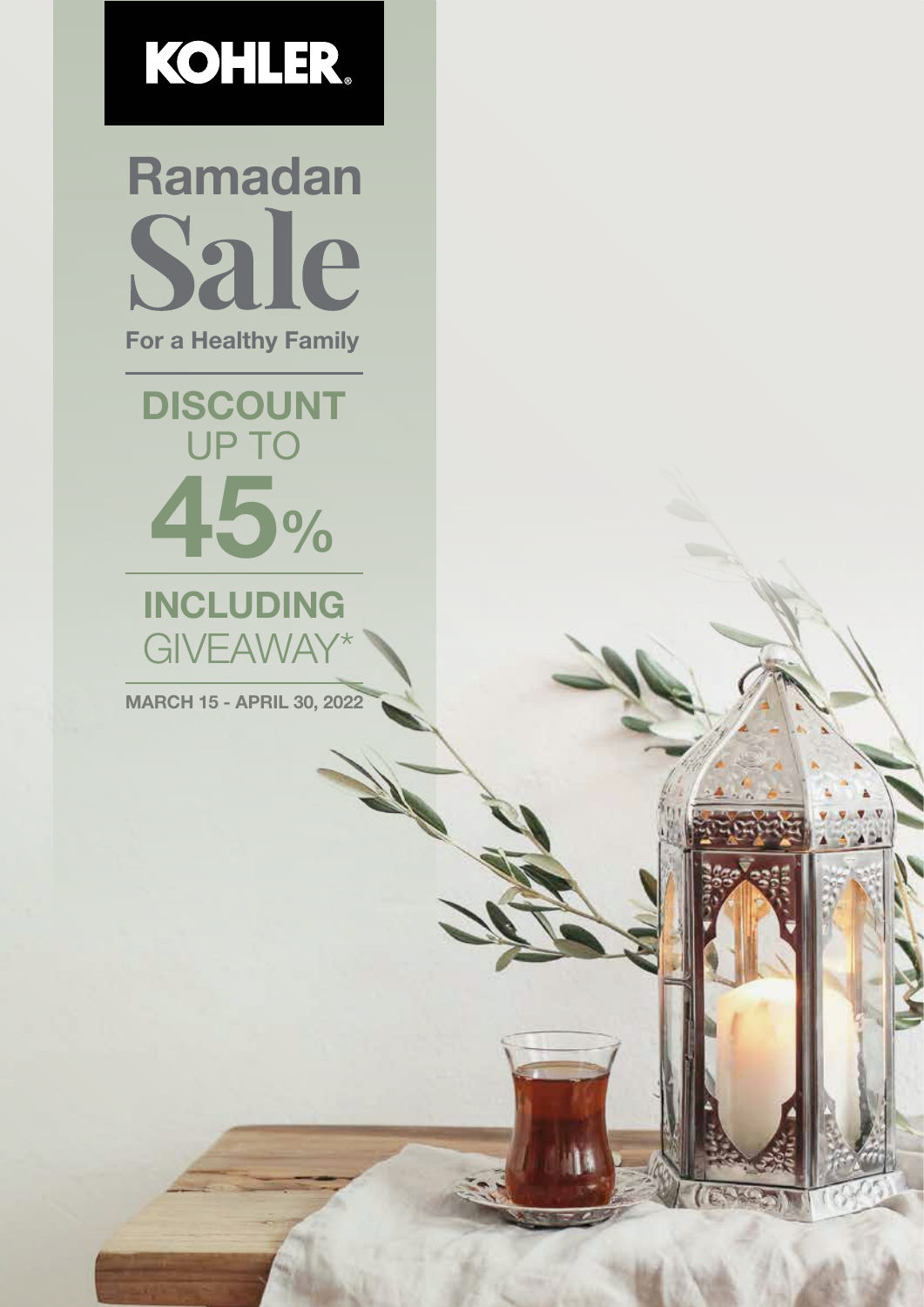# KOHLER

## Ramadan Sale

**For a Healthy Family**

**DISCOUNT** UP TO

**45%**

**INCLUDING** GIVEAWAY*

**MARCH 15 - APRIL 30, 2022**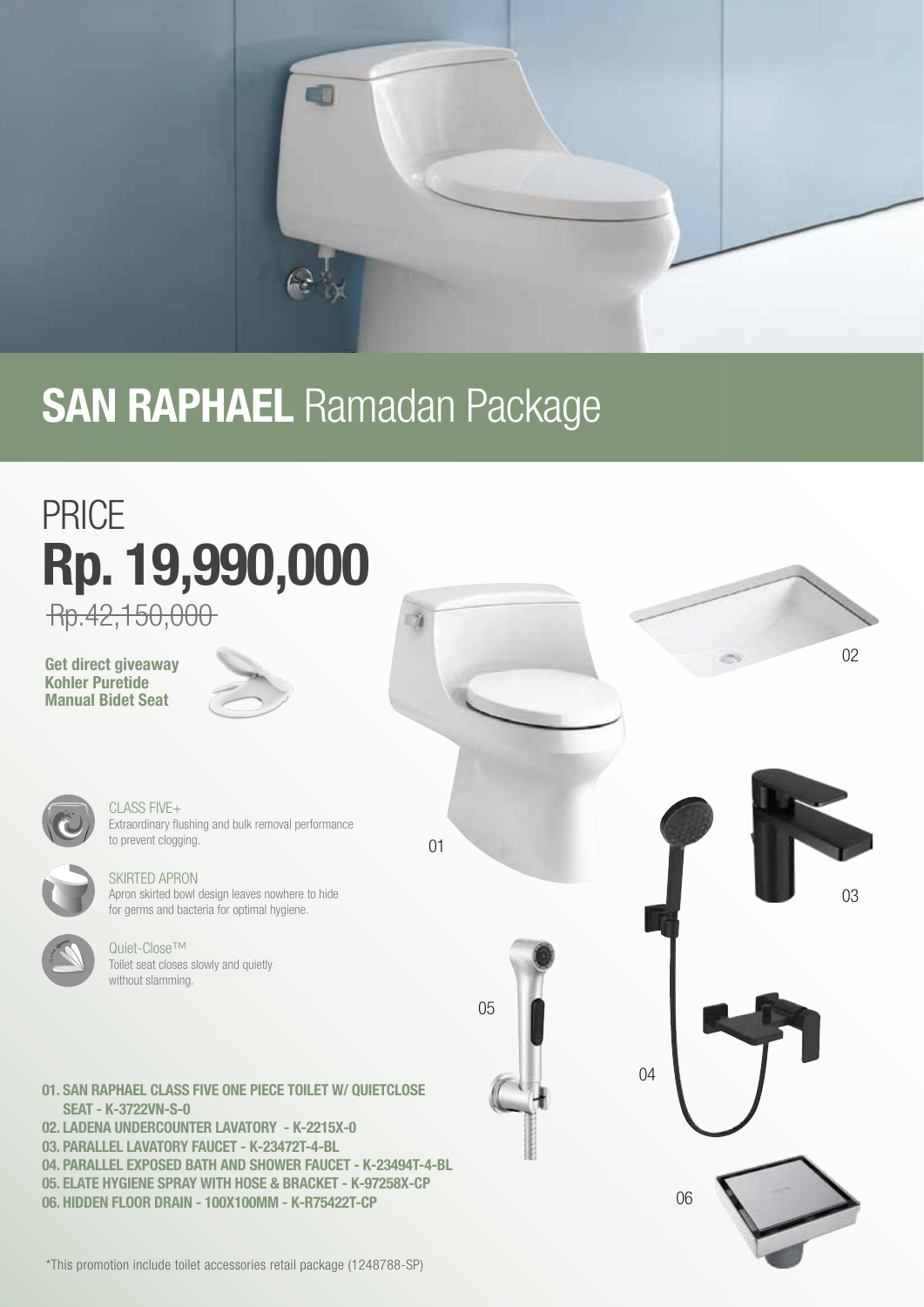# **SAN RAPHAEL** Ramadan Package

## PRICE
# **Rp. 19,990,000**

~~Rp.42,150,000~~

**Get direct giveaway Kohler Puretide Manual Bidet Seat**

CLASS FIVE+
Extraordinary flushing and bulk removal performance to prevent clogging.

SKIRTED APRON
Apron skirted bowl design leaves nowhere to hide for germs and bacteria for optimal hygiene.

Quiet-Close™
Toilet seat closes slowly and quietly without slamming.

01

02

03

04

05

06

**01. SAN RAPHAEL CLASS FIVE ONE PIECE TOILET W/ QUIETCLOSE SEAT - K-3722VN-S-0**
**02. LADENA UNDERCOUNTER LAVATORY - K-2215X-0**
**03. PARALLEL LAVATORY FAUCET - K-23472T-4-BL**
**04. PARALLEL EXPOSED BATH AND SHOWER FAUCET - K-23494T-4-BL**
**05. ELATE HYGIENE SPRAY WITH HOSE & BRACKET - K-97258X-CP**
**06. HIDDEN FLOOR DRAIN - 100X100MM - K-R75422T-CP**

*This promotion include toilet accessories retail package (1248788-SP)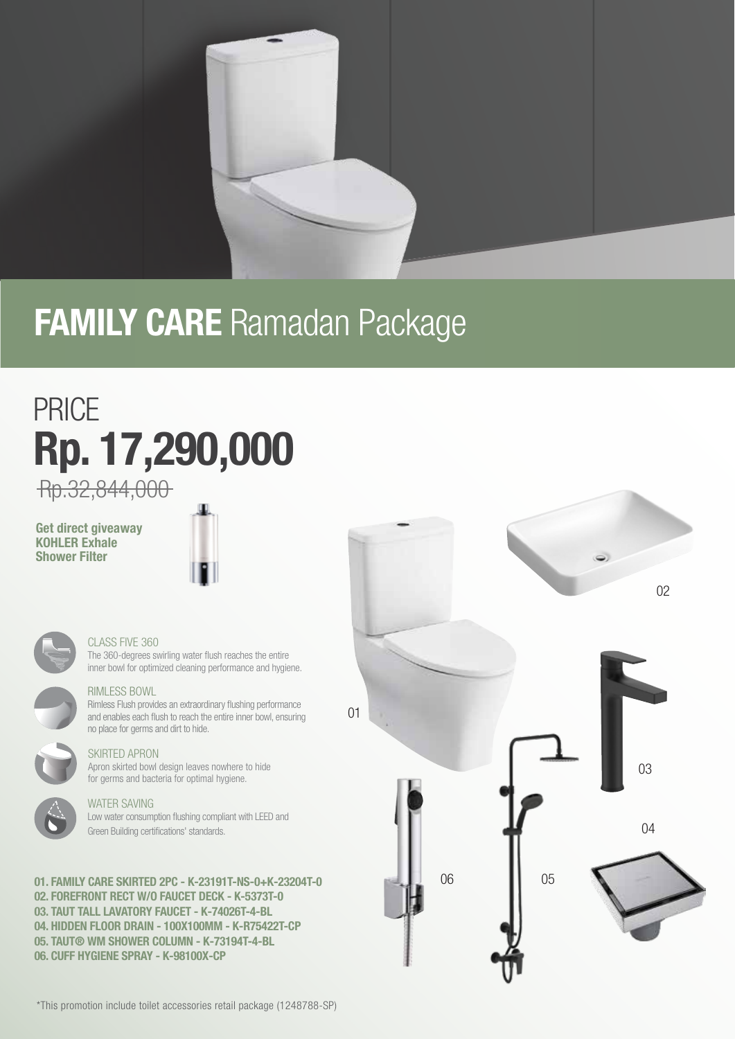# **FAMILY CARE** Ramadan Package

## PRICE
## **Rp. 17,290,000**

~~Rp.32,844,000~~

**Get direct giveaway KOHLER Exhale Shower Filter**

CLASS FIVE 360
The 360-degrees swirling water flush reaches the entire inner bowl for optimized cleaning performance and hygiene.

RIMLESS BOWL
Rimless Flush provides an extraordinary flushing performance and enables each flush to reach the entire inner bowl, ensuring no place for germs and dirt to hide.

SKIRTED APRON
Apron skirted bowl design leaves nowhere to hide for germs and bacteria for optimal hygiene.

WATER SAVING
Low water consumption flushing compliant with LEED and Green Building certifications' standards.

**01. FAMILY CARE SKIRTED 2PC - K-23191T-NS-0+K-23204T-0**
**02. FOREFRONT RECT W/O FAUCET DECK - K-5373T-0**
**03. TAUT TALL LAVATORY FAUCET - K-74026T-4-BL**
**04. HIDDEN FLOOR DRAIN - 100X100MM - K-R75422T-CP**
**05. TAUT® WM SHOWER COLUMN - K-73194T-4-BL**
**06. CUFF HYGIENE SPRAY - K-98100X-CP**

01 02 03 04 05 06

*This promotion include toilet accessories retail package (1248788-SP)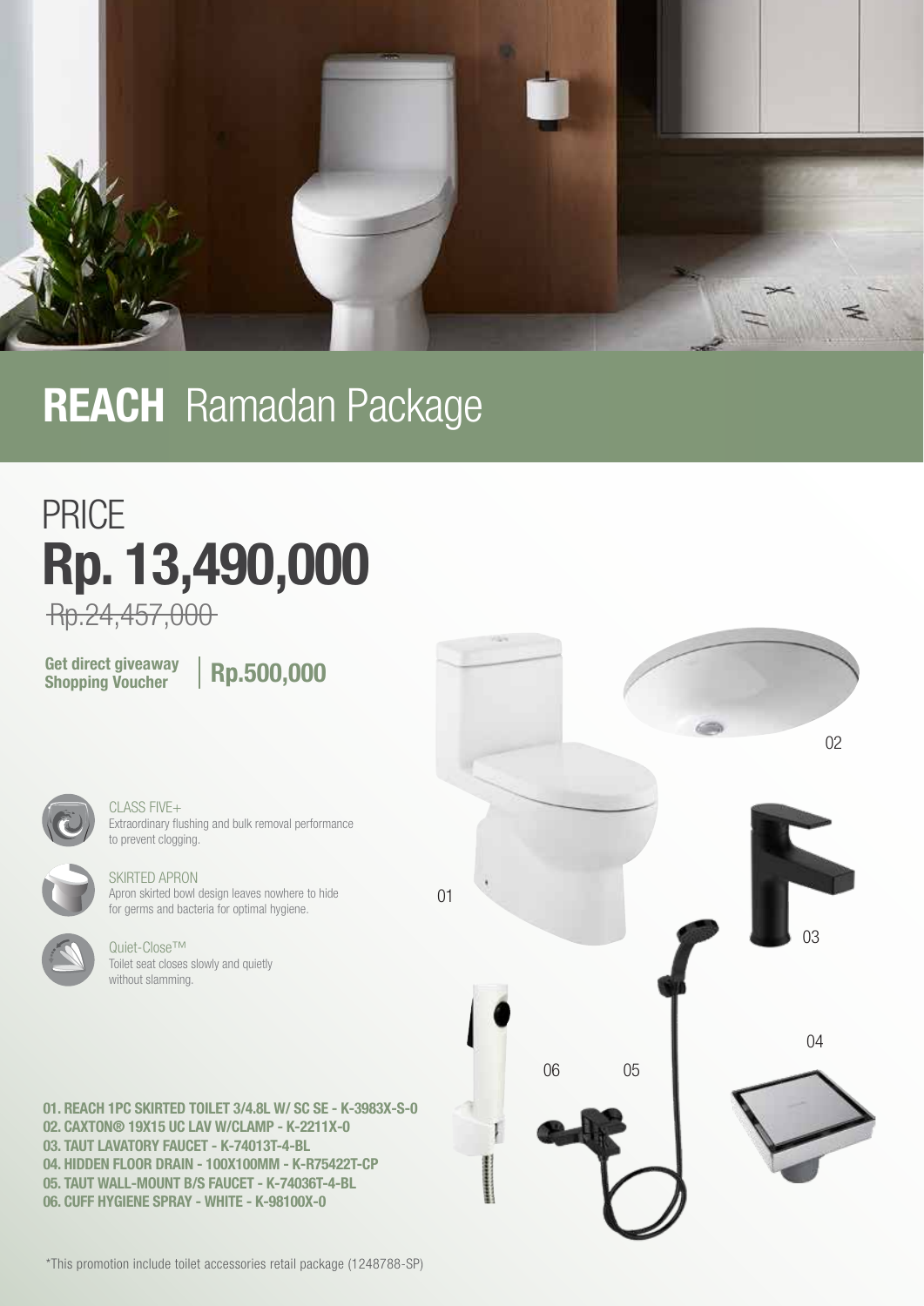# **REACH** Ramadan Package

## PRICE

## **Rp. 13,490,000**

~~Rp.24,457,000~~

**Get direct giveaway Shopping Voucher** | **Rp.500,000**

CLASS FIVE+
Extraordinary flushing and bulk removal performance to prevent clogging.

SKIRTED APRON
Apron skirted bowl design leaves nowhere to hide for germs and bacteria for optimal hygiene.

Quiet-Close™
Toilet seat closes slowly and quietly without slamming.

01
02
03
04
05
06

**01. REACH 1PC SKIRTED TOILET 3/4.8L W/ SC SE - K-3983X-S-0**
**02. CAXTON® 19X15 UC LAV W/CLAMP - K-2211X-0**
**03. TAUT LAVATORY FAUCET - K-74013T-4-BL**
**04. HIDDEN FLOOR DRAIN - 100X100MM - K-R75422T-CP**
**05. TAUT WALL-MOUNT B/S FAUCET - K-74036T-4-BL**
**06. CUFF HYGIENE SPRAY - WHITE - K-98100X-0**

*This promotion include toilet accessories retail package (1248788-SP)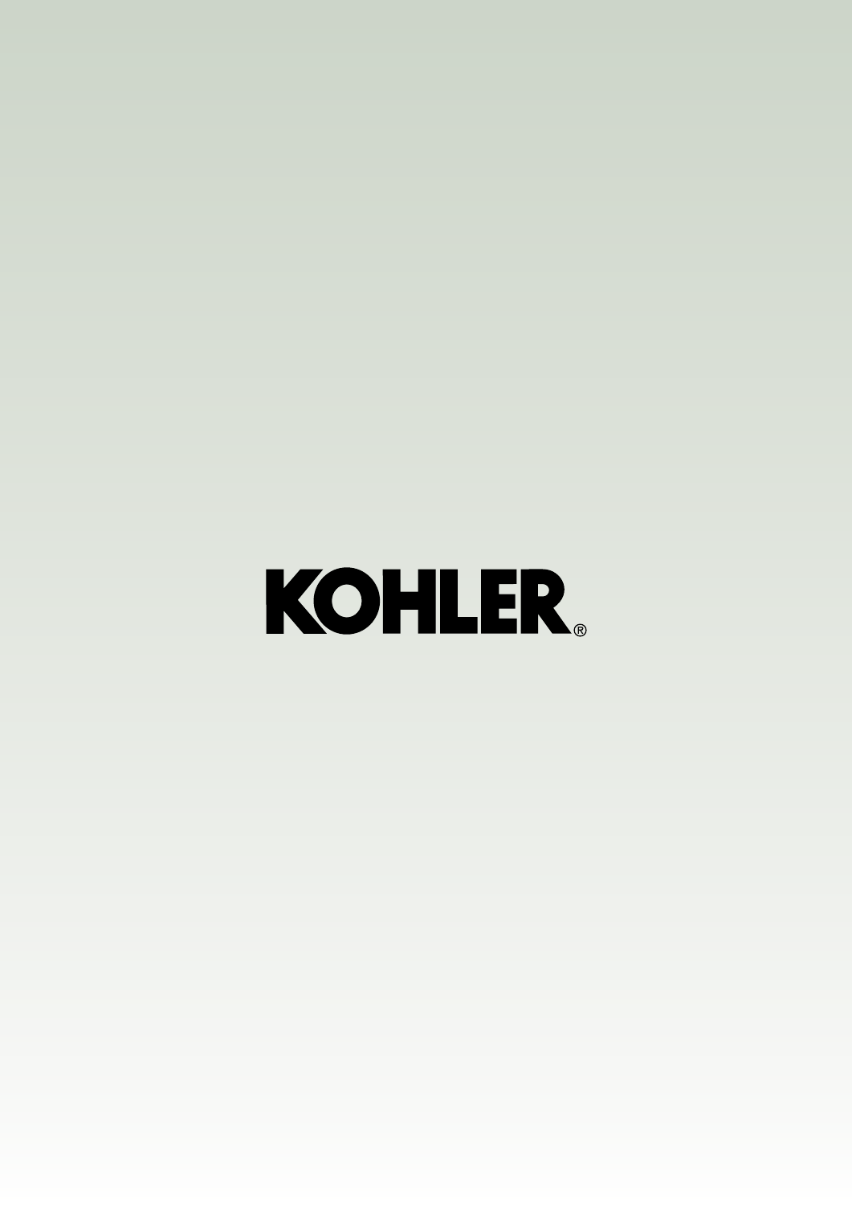KOHLER®